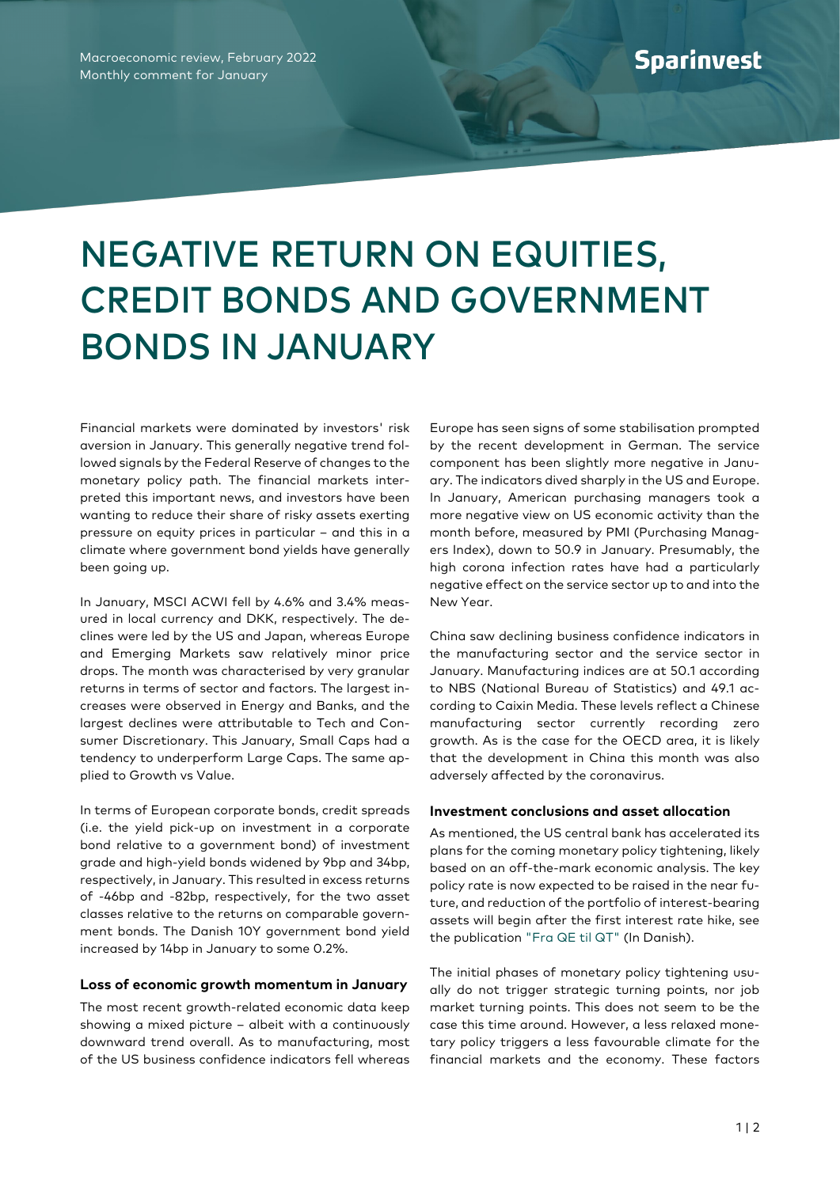Macroeconomic review, February 2022
Monthly comment for January

# NEGATIVE RETURN ON EQUITIES, CREDIT BONDS AND GOVERNMENT BONDS IN JANUARY

Financial markets were dominated by investors' risk aversion in January. This generally negative trend followed signals by the Federal Reserve of changes to the monetary policy path. The financial markets interpreted this important news, and investors have been wanting to reduce their share of risky assets exerting pressure on equity prices in particular – and this in a climate where government bond yields have generally been going up.

In January, MSCI ACWI fell by 4.6% and 3.4% measured in local currency and DKK, respectively. The declines were led by the US and Japan, whereas Europe and Emerging Markets saw relatively minor price drops. The month was characterised by very granular returns in terms of sector and factors. The largest increases were observed in Energy and Banks, and the largest declines were attributable to Tech and Consumer Discretionary. This January, Small Caps had a tendency to underperform Large Caps. The same applied to Growth vs Value.

In terms of European corporate bonds, credit spreads (i.e. the yield pick-up on investment in a corporate bond relative to a government bond) of investment grade and high-yield bonds widened by 9bp and 34bp, respectively, in January. This resulted in excess returns of -46bp and -82bp, respectively, for the two asset classes relative to the returns on comparable government bonds. The Danish 10Y government bond yield increased by 14bp in January to some 0.2%.

#### Loss of economic growth momentum in January

The most recent growth-related economic data keep showing a mixed picture – albeit with a continuously downward trend overall. As to manufacturing, most of the US business confidence indicators fell whereas Europe has seen signs of some stabilisation prompted by the recent development in German. The service component has been slightly more negative in January. The indicators dived sharply in the US and Europe. In January, American purchasing managers took a more negative view on US economic activity than the month before, measured by PMI (Purchasing Managers Index), down to 50.9 in January. Presumably, the high corona infection rates have had a particularly negative effect on the service sector up to and into the New Year.

China saw declining business confidence indicators in the manufacturing sector and the service sector in January. Manufacturing indices are at 50.1 according to NBS (National Bureau of Statistics) and 49.1 according to Caixin Media. These levels reflect a Chinese manufacturing sector currently recording zero growth. As is the case for the OECD area, it is likely that the development in China this month was also adversely affected by the coronavirus.

#### Investment conclusions and asset allocation

As mentioned, the US central bank has accelerated its plans for the coming monetary policy tightening, likely based on an off-the-mark economic analysis. The key policy rate is now expected to be raised in the near future, and reduction of the portfolio of interest-bearing assets will begin after the first interest rate hike, see the publication "Fra QE til QT" (In Danish).

The initial phases of monetary policy tightening usually do not trigger strategic turning points, nor job market turning points. This does not seem to be the case this time around. However, a less relaxed monetary policy triggers a less favourable climate for the financial markets and the economy. These factors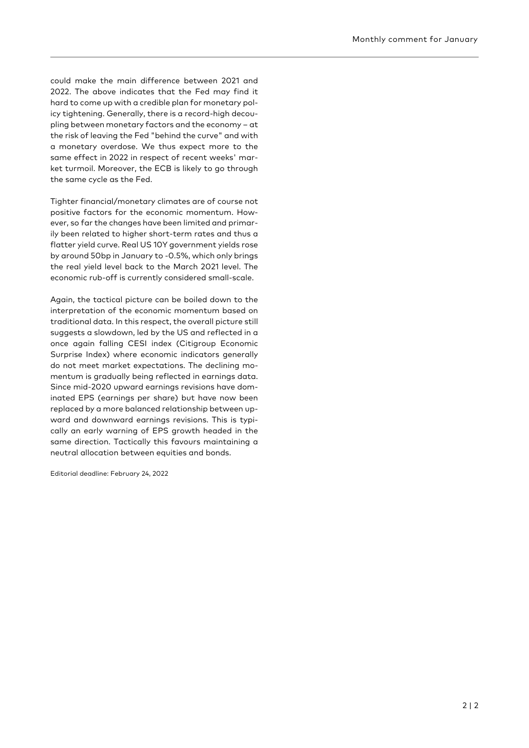could make the main difference between 2021 and 2022. The above indicates that the Fed may find it hard to come up with a credible plan for monetary policy tightening. Generally, there is a record-high decoupling between monetary factors and the economy – at the risk of leaving the Fed "behind the curve" and with a monetary overdose. We thus expect more to the same effect in 2022 in respect of recent weeks' market turmoil. Moreover, the ECB is likely to go through the same cycle as the Fed.

Tighter financial/monetary climates are of course not positive factors for the economic momentum. However, so far the changes have been limited and primarily been related to higher short-term rates and thus a flatter yield curve. Real US 10Y government yields rose by around 50bp in January to -0.5%, which only brings the real yield level back to the March 2021 level. The economic rub-off is currently considered small-scale.

Again, the tactical picture can be boiled down to the interpretation of the economic momentum based on traditional data. In this respect, the overall picture still suggests a slowdown, led by the US and reflected in a once again falling CESI index (Citigroup Economic Surprise Index) where economic indicators generally do not meet market expectations. The declining momentum is gradually being reflected in earnings data. Since mid-2020 upward earnings revisions have dominated EPS (earnings per share) but have now been replaced by a more balanced relationship between upward and downward earnings revisions. This is typically an early warning of EPS growth headed in the same direction. Tactically this favours maintaining a neutral allocation between equities and bonds.

Editorial deadline: February 24, 2022